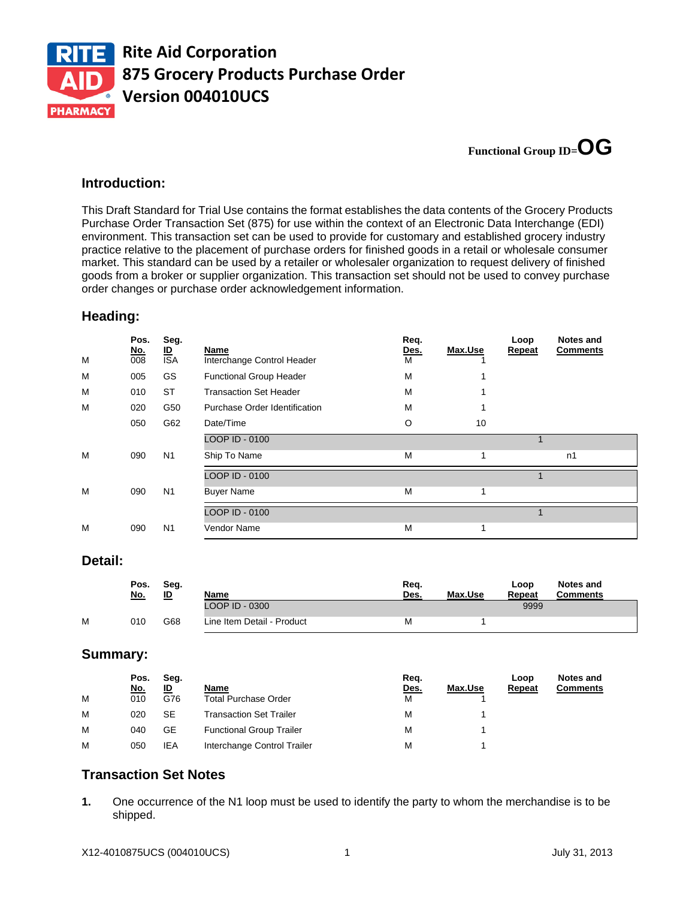# Rite Aid Corporation
# 875 Grocery Products Purchase Order
# Version 004010UCS

**Functional Group ID=OG**

## Introduction:

This Draft Standard for Trial Use contains the format establishes the data contents of the Grocery Products Purchase Order Transaction Set (875) for use within the context of an Electronic Data Interchange (EDI) environment. This transaction set can be used to provide for customary and established grocery industry practice relative to the placement of purchase orders for finished goods in a retail or wholesale consumer market. This standard can be used by a retailer or wholesaler organization to request delivery of finished goods from a broker or supplier organization. This transaction set should not be used to convey purchase order changes or purchase order acknowledgement information.

## Heading:

| | Pos. No. | Seg. ID | Name | Req. Des. | Max.Use | Loop Repeat | Notes and Comments |
|---|---|---|---|---|---|---|---|
| M | 008 | ISA | Interchange Control Header | M | 1 | | |
| M | 005 | GS | Functional Group Header | M | 1 | | |
| M | 010 | ST | Transaction Set Header | M | 1 | | |
| M | 020 | G50 | Purchase Order Identification | M | 1 | | |
| | 050 | G62 | Date/Time | O | 10 | | |
| | | | LOOP ID - 0100 | | | 1 | |
| M | 090 | N1 | Ship To Name | M | 1 | | n1 |
| | | | LOOP ID - 0100 | | | 1 | |
| M | 090 | N1 | Buyer Name | M | 1 | | |
| | | | LOOP ID - 0100 | | | 1 | |
| M | 090 | N1 | Vendor Name | M | 1 | | |

## Detail:

| | Pos. No. | Seg. ID | Name | Req. Des. | Max.Use | Loop Repeat | Notes and Comments |
|---|---|---|---|---|---|---|---|
| | | | LOOP ID - 0300 | | | 9999 | |
| M | 010 | G68 | Line Item Detail - Product | M | 1 | | |

## Summary:

| | Pos. No. | Seg. ID | Name | Req. Des. | Max.Use | Loop Repeat | Notes and Comments |
|---|---|---|---|---|---|---|---|
| M | 010 | G76 | Total Purchase Order | M | 1 | | |
| M | 020 | SE | Transaction Set Trailer | M | 1 | | |
| M | 040 | GE | Functional Group Trailer | M | 1 | | |
| M | 050 | IEA | Interchange Control Trailer | M | 1 | | |

## Transaction Set Notes

1. One occurrence of the N1 loop must be used to identify the party to whom the merchandise is to be shipped.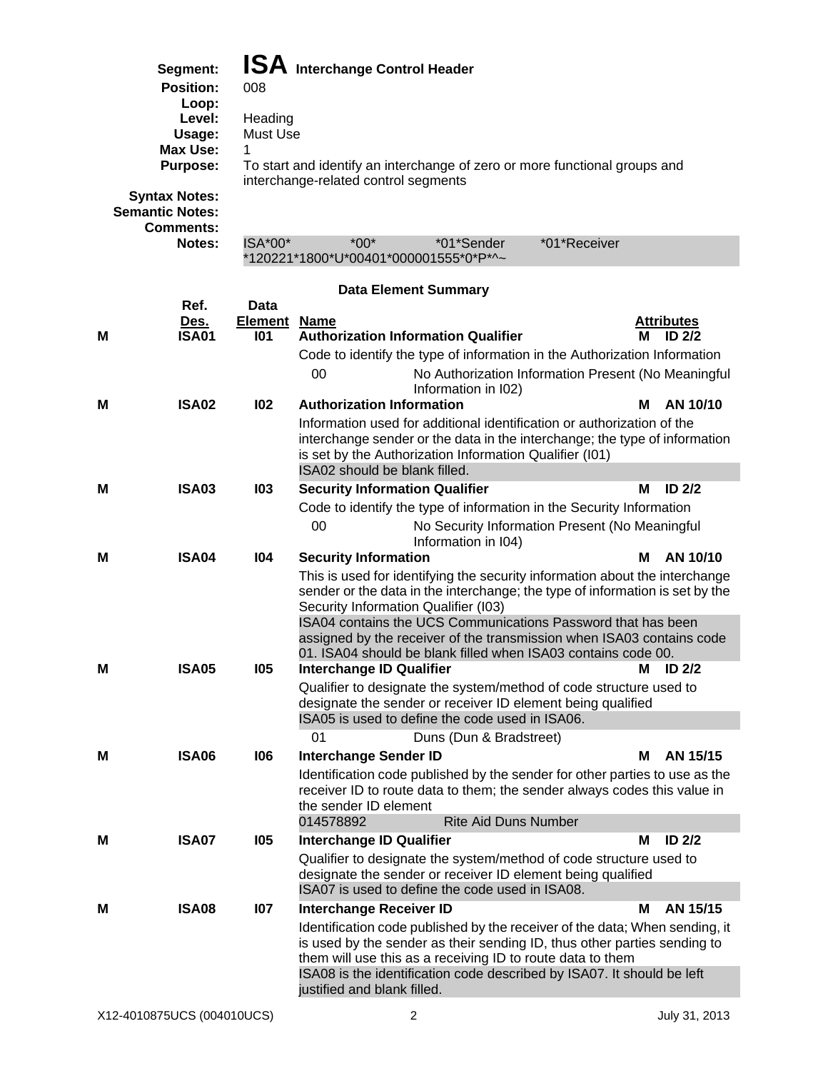**Segment:** **ISA** **Interchange Control Header**
**Position:** 008
**Loop:**
**Level:** Heading
**Usage:** Must Use
**Max Use:** 1
**Purpose:** To start and identify an interchange of zero or more functional groups and interchange-related control segments
**Syntax Notes:**
**Semantic Notes:**
**Comments:**
**Notes:** ISA*00*          *00*          *01*Sender          *01*Receiver
*120221*1800*U*00401*000001555*0*P*^~

### Data Element Summary

| | Ref. Des. | Data Element | Name | | Attributes |
|---|---|---|---|---|---|
| M | ISA01 | I01 | **Authorization Information Qualifier** | M | ID 2/2 |
| | | | Code to identify the type of information in the Authorization Information | | |
| | | | 00 — No Authorization Information Present (No Meaningful Information in I02) | | |
| M | ISA02 | I02 | **Authorization Information** | M | AN 10/10 |
| | | | Information used for additional identification or authorization of the interchange sender or the data in the interchange; the type of information is set by the Authorization Information Qualifier (I01) | | |
| | | | ISA02 should be blank filled. | | |
| M | ISA03 | I03 | **Security Information Qualifier** | M | ID 2/2 |
| | | | Code to identify the type of information in the Security Information | | |
| | | | 00 — No Security Information Present (No Meaningful Information in I04) | | |
| M | ISA04 | I04 | **Security Information** | M | AN 10/10 |
| | | | This is used for identifying the security information about the interchange sender or the data in the interchange; the type of information is set by the Security Information Qualifier (I03) | | |
| | | | ISA04 contains the UCS Communications Password that has been assigned by the receiver of the transmission when ISA03 contains code 01. ISA04 should be blank filled when ISA03 contains code 00. | | |
| M | ISA05 | I05 | **Interchange ID Qualifier** | M | ID 2/2 |
| | | | Qualifier to designate the system/method of code structure used to designate the sender or receiver ID element being qualified | | |
| | | | ISA05 is used to define the code used in ISA06. | | |
| | | | 01 — Duns (Dun & Bradstreet) | | |
| M | ISA06 | I06 | **Interchange Sender ID** | M | AN 15/15 |
| | | | Identification code published by the sender for other parties to use as the receiver ID to route data to them; the sender always codes this value in the sender ID element | | |
| | | | 014578892 — Rite Aid Duns Number | | |
| M | ISA07 | I05 | **Interchange ID Qualifier** | M | ID 2/2 |
| | | | Qualifier to designate the system/method of code structure used to designate the sender or receiver ID element being qualified | | |
| | | | ISA07 is used to define the code used in ISA08. | | |
| M | ISA08 | I07 | **Interchange Receiver ID** | M | AN 15/15 |
| | | | Identification code published by the receiver of the data; When sending, it is used by the sender as their sending ID, thus other parties sending to them will use this as a receiving ID to route data to them | | |
| | | | ISA08 is the identification code described by ISA07. It should be left justified and blank filled. | | |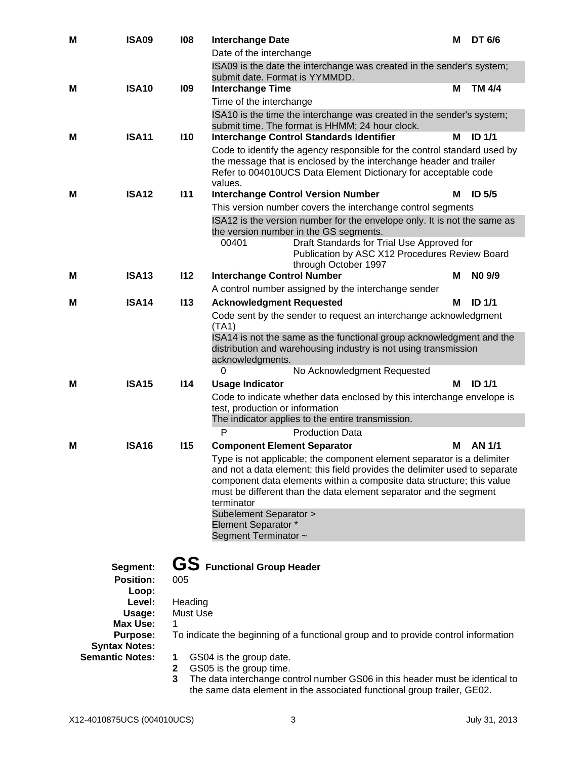| | | | | | |
|---|---|---|---|---|---|
| **M** | **ISA09** | **I08** | **Interchange Date** | **M** | **DT 6/6** |
| | | | Date of the interchange | | |
| | | | ISA09 is the date the interchange was created in the sender's system; submit date. Format is YYMMDD. | | |
| **M** | **ISA10** | **I09** | **Interchange Time** | **M** | **TM 4/4** |
| | | | Time of the interchange | | |
| | | | ISA10 is the time the interchange was created in the sender's system; submit time. The format is HHMM; 24 hour clock. | | |
| **M** | **ISA11** | **I10** | **Interchange Control Standards Identifier** | **M** | **ID 1/1** |
| | | | Code to identify the agency responsible for the control standard used by the message that is enclosed by the interchange header and trailer Refer to 004010UCS Data Element Dictionary for acceptable code values. | | |
| **M** | **ISA12** | **I11** | **Interchange Control Version Number** | **M** | **ID 5/5** |
| | | | This version number covers the interchange control segments | | |
| | | | ISA12 is the version number for the envelope only. It is not the same as the version number in the GS segments. | | |
| | | | 00401 — Draft Standards for Trial Use Approved for Publication by ASC X12 Procedures Review Board through October 1997 | | |
| **M** | **ISA13** | **I12** | **Interchange Control Number** | **M** | **N0 9/9** |
| | | | A control number assigned by the interchange sender | | |
| **M** | **ISA14** | **I13** | **Acknowledgment Requested** | **M** | **ID 1/1** |
| | | | Code sent by the sender to request an interchange acknowledgment (TA1) | | |
| | | | ISA14 is not the same as the functional group acknowledgment and the distribution and warehousing industry is not using transmission acknowledgments. | | |
| | | | 0 — No Acknowledgment Requested | | |
| **M** | **ISA15** | **I14** | **Usage Indicator** | **M** | **ID 1/1** |
| | | | Code to indicate whether data enclosed by this interchange envelope is test, production or information | | |
| | | | The indicator applies to the entire transmission. | | |
| | | | P — Production Data | | |
| **M** | **ISA16** | **I15** | **Component Element Separator** | **M** | **AN 1/1** |
| | | | Type is not applicable; the component element separator is a delimiter and not a data element; this field provides the delimiter used to separate component data elements within a composite data structure; this value must be different than the data element separator and the segment terminator | | |
| | | | Subelement Separator > <br> Element Separator * <br> Segment Terminator ~ | | |

**Segment:** **GS** Functional Group Header
**Position:** 005
**Loop:**
**Level:** Heading
**Usage:** Must Use
**Max Use:** 1
**Purpose:** To indicate the beginning of a functional group and to provide control information
**Syntax Notes:**
**Semantic Notes:**

1. GS04 is the group date.
2. GS05 is the group time.
3. The data interchange control number GS06 in this header must be identical to the same data element in the associated functional group trailer, GE02.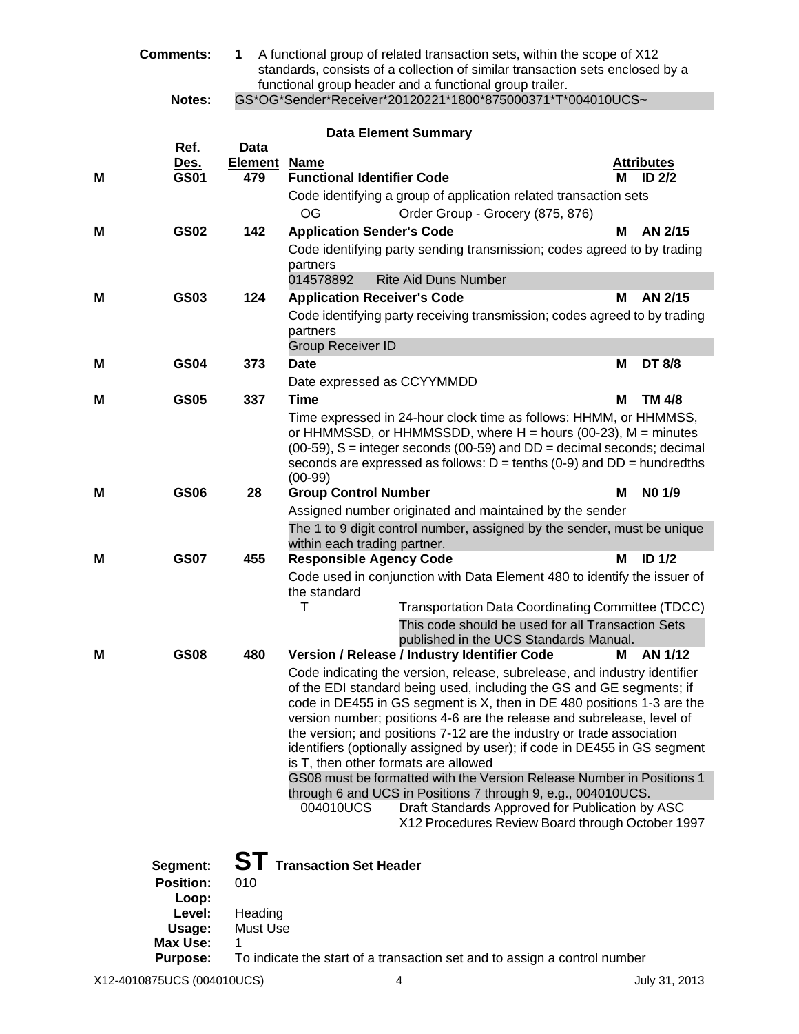**Comments:** 1 A functional group of related transaction sets, within the scope of X12 standards, consists of a collection of similar transaction sets enclosed by a functional group header and a functional group trailer.

**Notes:** GS*OG*Sender*Receiver*20120221*1800*875000371*T*004010UCS~

### Data Element Summary

| | Ref. Des. | Data Element | Name | | Attributes |
|---|---|---|---|---|---|
| M | GS01 | 479 | **Functional Identifier Code** | M | ID 2/2 |
| | | | Code identifying a group of application related transaction sets | | |
| | | | OG — Order Group - Grocery (875, 876) | | |
| M | GS02 | 142 | **Application Sender's Code** | M | AN 2/15 |
| | | | Code identifying party sending transmission; codes agreed to by trading partners | | |
| | | | 014578892 — Rite Aid Duns Number | | |
| M | GS03 | 124 | **Application Receiver's Code** | M | AN 2/15 |
| | | | Code identifying party receiving transmission; codes agreed to by trading partners | | |
| | | | Group Receiver ID | | |
| M | GS04 | 373 | **Date** | M | DT 8/8 |
| | | | Date expressed as CCYYMMDD | | |
| M | GS05 | 337 | **Time** | M | TM 4/8 |
| | | | Time expressed in 24-hour clock time as follows: HHMM, or HHMMSS, or HHMMSSD, or HHMMSSDD, where H = hours (00-23), M = minutes (00-59), S = integer seconds (00-59) and DD = decimal seconds; decimal seconds are expressed as follows: D = tenths (0-9) and DD = hundredths (00-99) | | |
| M | GS06 | 28 | **Group Control Number** | M | N0 1/9 |
| | | | Assigned number originated and maintained by the sender | | |
| | | | The 1 to 9 digit control number, assigned by the sender, must be unique within each trading partner. | | |
| M | GS07 | 455 | **Responsible Agency Code** | M | ID 1/2 |
| | | | Code used in conjunction with Data Element 480 to identify the issuer of the standard | | |
| | | | T — Transportation Data Coordinating Committee (TDCC) | | |
| | | | This code should be used for all Transaction Sets published in the UCS Standards Manual. | | |
| M | GS08 | 480 | **Version / Release / Industry Identifier Code** | M | AN 1/12 |
| | | | Code indicating the version, release, subrelease, and industry identifier of the EDI standard being used, including the GS and GE segments; if code in DE455 in GS segment is X, then in DE 480 positions 1-3 are the version number; positions 4-6 are the release and subrelease, level of the version; and positions 7-12 are the industry or trade association identifiers (optionally assigned by user); if code in DE455 in GS segment is T, then other formats are allowed | | |
| | | | GS08 must be formatted with the Version Release Number in Positions 1 through 6 and UCS in Positions 7 through 9, e.g., 004010UCS. | | |
| | | | 004010UCS — Draft Standards Approved for Publication by ASC X12 Procedures Review Board through October 1997 | | |

## Segment: ST Transaction Set Header

**Position:** 010
**Loop:**
**Level:** Heading
**Usage:** Must Use
**Max Use:** 1
**Purpose:** To indicate the start of a transaction set and to assign a control number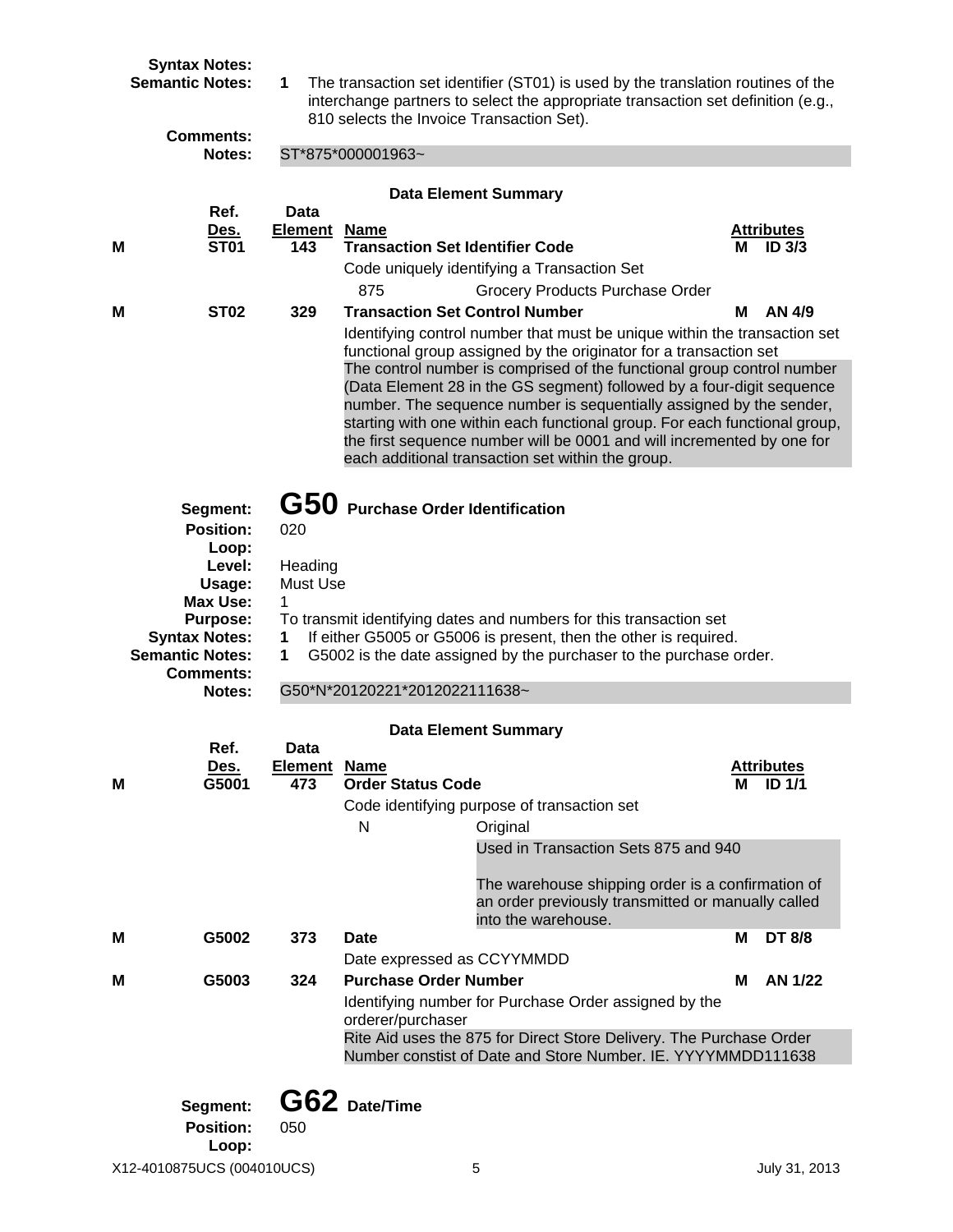**Syntax Notes:**

**Semantic Notes:** 1 The transaction set identifier (ST01) is used by the translation routines of the interchange partners to select the appropriate transaction set definition (e.g., 810 selects the Invoice Transaction Set).

**Comments:**

**Notes:** ST*875*000001963~

**Data Element Summary**

| | Ref. Des. | Data Element | Name | | Attributes |
|---|---|---|---|---|---|
| M | ST01 | 143 | **Transaction Set Identifier Code** | M | ID 3/3 |
| | | | Code uniquely identifying a Transaction Set | | |
| | | | 875 — Grocery Products Purchase Order | | |
| M | ST02 | 329 | **Transaction Set Control Number** | M | AN 4/9 |
| | | | Identifying control number that must be unique within the transaction set functional group assigned by the originator for a transaction set | | |
| | | | The control number is comprised of the functional group control number (Data Element 28 in the GS segment) followed by a four-digit sequence number. The sequence number is sequentially assigned by the sender, starting with one within each functional group. For each functional group, the first sequence number will be 0001 and will incremented by one for each additional transaction set within the group. | | |

## Segment: G50 Purchase Order Identification

**Position:** 020

**Loop:**

**Level:** Heading

**Usage:** Must Use

**Max Use:** 1

**Purpose:** To transmit identifying dates and numbers for this transaction set

**Syntax Notes:** 1 If either G5005 or G5006 is present, then the other is required.

**Semantic Notes:** 1 G5002 is the date assigned by the purchaser to the purchase order.

**Comments:**

**Notes:** G50*N*20120221*2012022111638~

**Data Element Summary**

| | Ref. Des. | Data Element | Name | | Attributes |
|---|---|---|---|---|---|
| M | G5001 | 473 | **Order Status Code** | M | ID 1/1 |
| | | | Code identifying purpose of transaction set | | |
| | | | N — Original<br>Used in Transaction Sets 875 and 940<br><br>The warehouse shipping order is a confirmation of an order previously transmitted or manually called into the warehouse. | | |
| M | G5002 | 373 | **Date** | M | DT 8/8 |
| | | | Date expressed as CCYYMMDD | | |
| M | G5003 | 324 | **Purchase Order Number** | M | AN 1/22 |
| | | | Identifying number for Purchase Order assigned by the orderer/purchaser | | |
| | | | Rite Aid uses the 875 for Direct Store Delivery. The Purchase Order Number constist of Date and Store Number. IE. YYYYMMDD111638 | | |

## Segment: G62 Date/Time

**Position:** 050

**Loop:**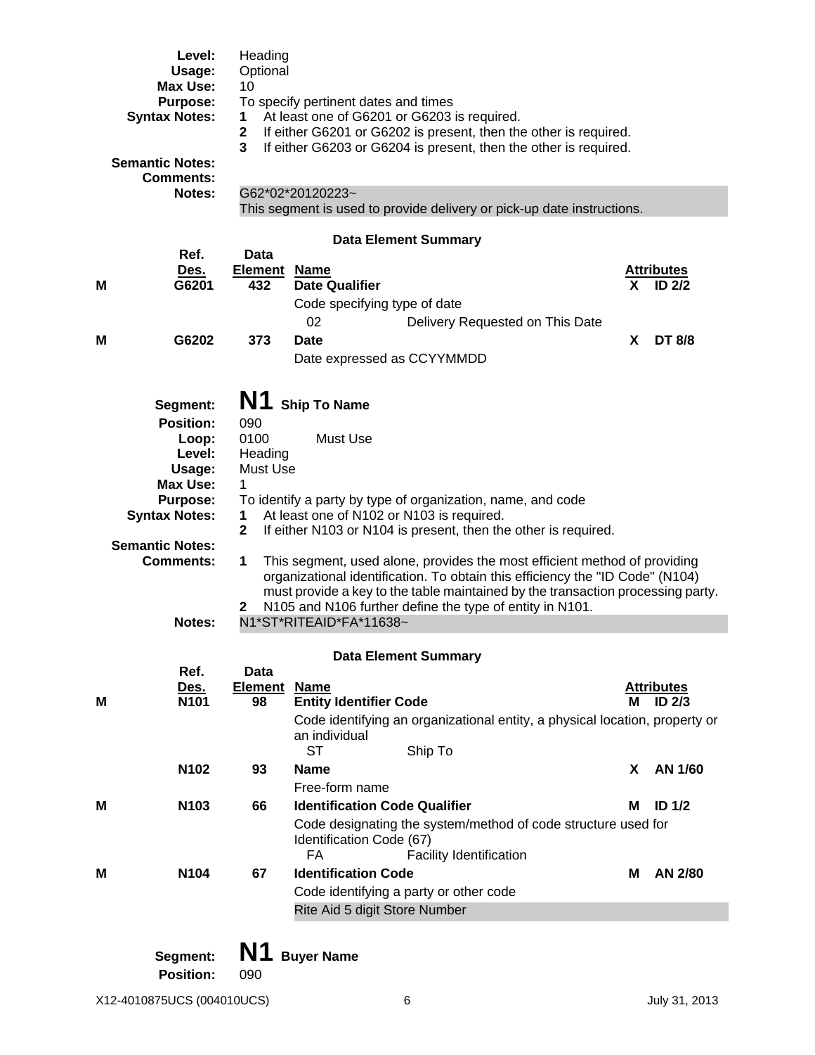| | |
|---|---|
| **Level:** | Heading |
| **Usage:** | Optional |
| **Max Use:** | 10 |
| **Purpose:** | To specify pertinent dates and times |
| **Syntax Notes:** | **1** At least one of G6201 or G6203 is required.<br>**2** If either G6201 or G6202 is present, then the other is required.<br>**3** If either G6203 or G6204 is present, then the other is required. |
| **Semantic Notes:** | |
| **Comments:** | |
| **Notes:** | G62*02*20120223~<br>This segment is used to provide delivery or pick-up date instructions. |

**Data Element Summary**

| | Ref. Des. | Data Element | Name | | Attributes |
|---|---|---|---|---|---|
| M | G6201 | 432 | **Date Qualifier** | X | ID 2/2 |
| | | | Code specifying type of date<br>02 Delivery Requested on This Date | | |
| M | G6202 | 373 | **Date** | X | DT 8/8 |
| | | | Date expressed as CCYYMMDD | | |

## Segment: N1 Ship To Name

| | |
|---|---|
| **Position:** | 090 |
| **Loop:** | 0100 Must Use |
| **Level:** | Heading |
| **Usage:** | Must Use |
| **Max Use:** | 1 |
| **Purpose:** | To identify a party by type of organization, name, and code |
| **Syntax Notes:** | **1** At least one of N102 or N103 is required.<br>**2** If either N103 or N104 is present, then the other is required. |
| **Semantic Notes:** | |
| **Comments:** | **1** This segment, used alone, provides the most efficient method of providing organizational identification. To obtain this efficiency the "ID Code" (N104) must provide a key to the table maintained by the transaction processing party.<br>**2** N105 and N106 further define the type of entity in N101. |
| **Notes:** | N1*ST*RITEAID*FA*11638~ |

**Data Element Summary**

| | Ref. Des. | Data Element | Name | | Attributes |
|---|---|---|---|---|---|
| M | N101 | 98 | **Entity Identifier Code** | M | ID 2/3 |
| | | | Code identifying an organizational entity, a physical location, property or an individual<br>ST Ship To | | |
| | N102 | 93 | **Name** | X | AN 1/60 |
| | | | Free-form name | | |
| M | N103 | 66 | **Identification Code Qualifier** | M | ID 1/2 |
| | | | Code designating the system/method of code structure used for Identification Code (67)<br>FA Facility Identification | | |
| M | N104 | 67 | **Identification Code** | M | AN 2/80 |
| | | | Code identifying a party or other code<br>Rite Aid 5 digit Store Number | | |

## Segment: N1 Buyer Name

| | |
|---|---|
| **Position:** | 090 |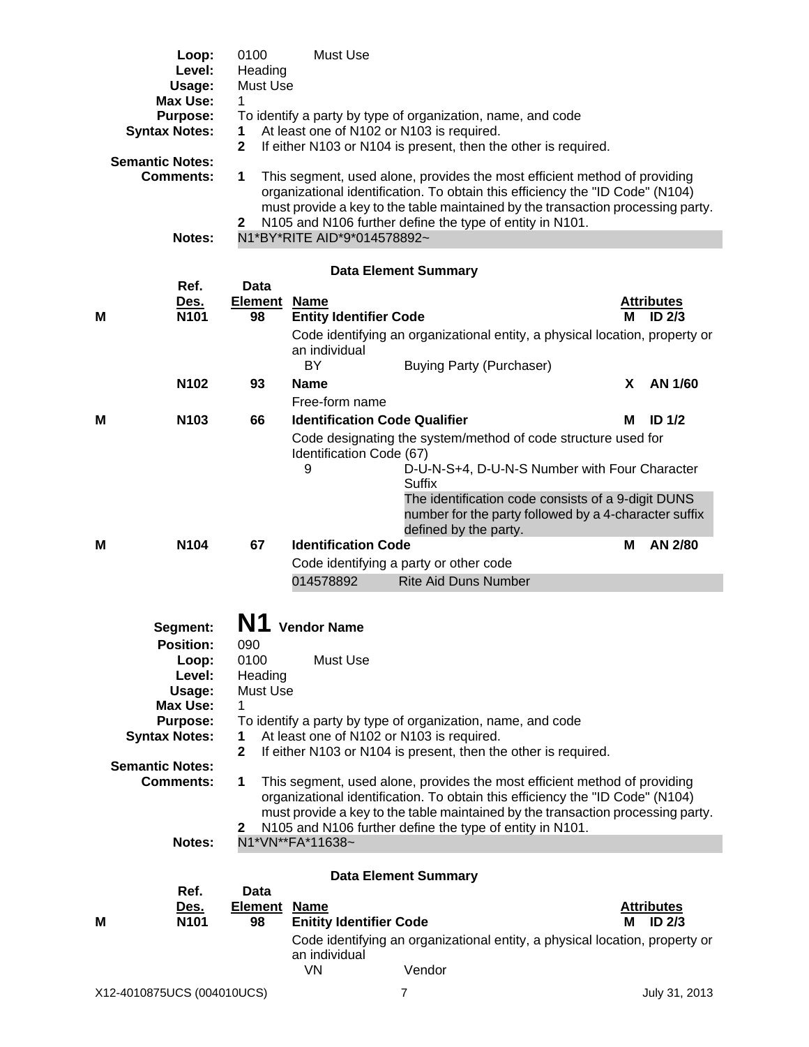| | |
|---|---|
| **Loop:** | 0100 Must Use |
| **Level:** | Heading |
| **Usage:** | Must Use |
| **Max Use:** | 1 |
| **Purpose:** | To identify a party by type of organization, name, and code |
| **Syntax Notes:** | **1** At least one of N102 or N103 is required.<br>**2** If either N103 or N104 is present, then the other is required. |
| **Semantic Notes:** | |
| **Comments:** | **1** This segment, used alone, provides the most efficient method of providing organizational identification. To obtain this efficiency the "ID Code" (N104) must provide a key to the table maintained by the transaction processing party.<br>**2** N105 and N106 further define the type of entity in N101. |
| **Notes:** | N1*BY*RITE AID*9*014578892~ |

### Data Element Summary

| | Ref. Des. | Data Element | Name | | Attributes |
|---|---|---|---|---|---|
| M | N101 | 98 | **Entity Identifier Code** | M | ID 2/3 |
| | | | Code identifying an organizational entity, a physical location, property or an individual<br>BY — Buying Party (Purchaser) | | |
| | N102 | 93 | **Name** | X | AN 1/60 |
| | | | Free-form name | | |
| M | N103 | 66 | **Identification Code Qualifier** | M | ID 1/2 |
| | | | Code designating the system/method of code structure used for Identification Code (67)<br>9 — D-U-N-S+4, D-U-N-S Number with Four Character Suffix<br>The identification code consists of a 9-digit DUNS number for the party followed by a 4-character suffix defined by the party. | | |
| M | N104 | 67 | **Identification Code** | M | AN 2/80 |
| | | | Code identifying a party or other code<br>014578892 — Rite Aid Duns Number | | |

## N1 Vendor Name

| | |
|---|---|
| **Segment:** | **N1** Vendor Name |
| **Position:** | 090 |
| **Loop:** | 0100 Must Use |
| **Level:** | Heading |
| **Usage:** | Must Use |
| **Max Use:** | 1 |
| **Purpose:** | To identify a party by type of organization, name, and code |
| **Syntax Notes:** | **1** At least one of N102 or N103 is required.<br>**2** If either N103 or N104 is present, then the other is required. |
| **Semantic Notes:** | |
| **Comments:** | **1** This segment, used alone, provides the most efficient method of providing organizational identification. To obtain this efficiency the "ID Code" (N104) must provide a key to the table maintained by the transaction processing party.<br>**2** N105 and N106 further define the type of entity in N101. |
| **Notes:** | N1*VN**FA*11638~ |

### Data Element Summary

| | Ref. Des. | Data Element | Name | | Attributes |
|---|---|---|---|---|---|
| M | N101 | 98 | **Enitity Identifier Code** | M | ID 2/3 |
| | | | Code identifying an organizational entity, a physical location, property or an individual<br>VN — Vendor | | |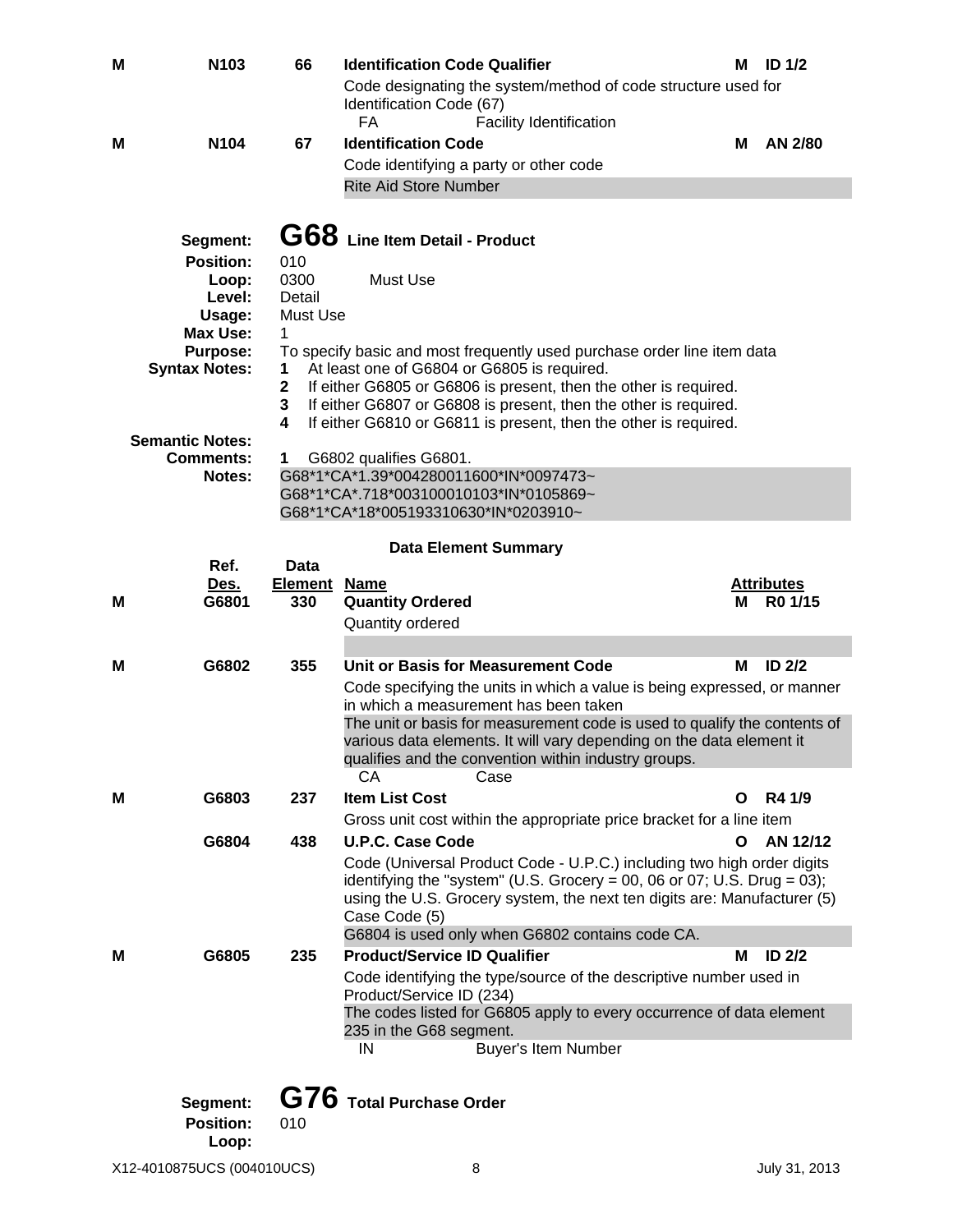| | | | | | |
|---|---|---|---|---|---|
| M | N103 | 66 | **Identification Code Qualifier** | M | ID 1/2 |
| | | | Code designating the system/method of code structure used for Identification Code (67) | | |
| | | | FA Facility Identification | | |
| M | N104 | 67 | **Identification Code** | M | AN 2/80 |
| | | | Code identifying a party or other code | | |
| | | | Rite Aid Store Number | | |

**Segment:** **G68** **Line Item Detail - Product**
**Position:** 010
**Loop:** 0300 Must Use
**Level:** Detail
**Usage:** Must Use
**Max Use:** 1
**Purpose:** To specify basic and most frequently used purchase order line item data
**Syntax Notes:**
1. At least one of G6804 or G6805 is required.
2. If either G6805 or G6806 is present, then the other is required.
3. If either G6807 or G6808 is present, then the other is required.
4. If either G6810 or G6811 is present, then the other is required.

**Semantic Notes:**
**Comments:**
1. G6802 qualifies G6801.

**Notes:**
G68*1*CA*1.39*004280011600*IN*0097473~
G68*1*CA*.718*003100010103*IN*0105869~
G68*1*CA*18*005193310630*IN*0203910~

**Data Element Summary**

| | Ref. Des. | Data Element | Name | | Attributes |
|---|---|---|---|---|---|
| M | G6801 | 330 | **Quantity Ordered** | M | R0 1/15 |
| | | | Quantity ordered | | |
| M | G6802 | 355 | **Unit or Basis for Measurement Code** | M | ID 2/2 |
| | | | Code specifying the units in which a value is being expressed, or manner in which a measurement has been taken | | |
| | | | The unit or basis for measurement code is used to qualify the contents of various data elements. It will vary depending on the data element it qualifies and the convention within industry groups. | | |
| | | | CA Case | | |
| M | G6803 | 237 | **Item List Cost** | O | R4 1/9 |
| | | | Gross unit cost within the appropriate price bracket for a line item | | |
| | G6804 | 438 | **U.P.C. Case Code** | O | AN 12/12 |
| | | | Code (Universal Product Code - U.P.C.) including two high order digits identifying the "system" (U.S. Grocery = 00, 06 or 07; U.S. Drug = 03); using the U.S. Grocery system, the next ten digits are: Manufacturer (5) Case Code (5) | | |
| | | | G6804 is used only when G6802 contains code CA. | | |
| M | G6805 | 235 | **Product/Service ID Qualifier** | M | ID 2/2 |
| | | | Code identifying the type/source of the descriptive number used in Product/Service ID (234) | | |
| | | | The codes listed for G6805 apply to every occurrence of data element 235 in the G68 segment. | | |
| | | | IN Buyer's Item Number | | |

**Segment:** **G76** **Total Purchase Order**
**Position:** 010
**Loop:**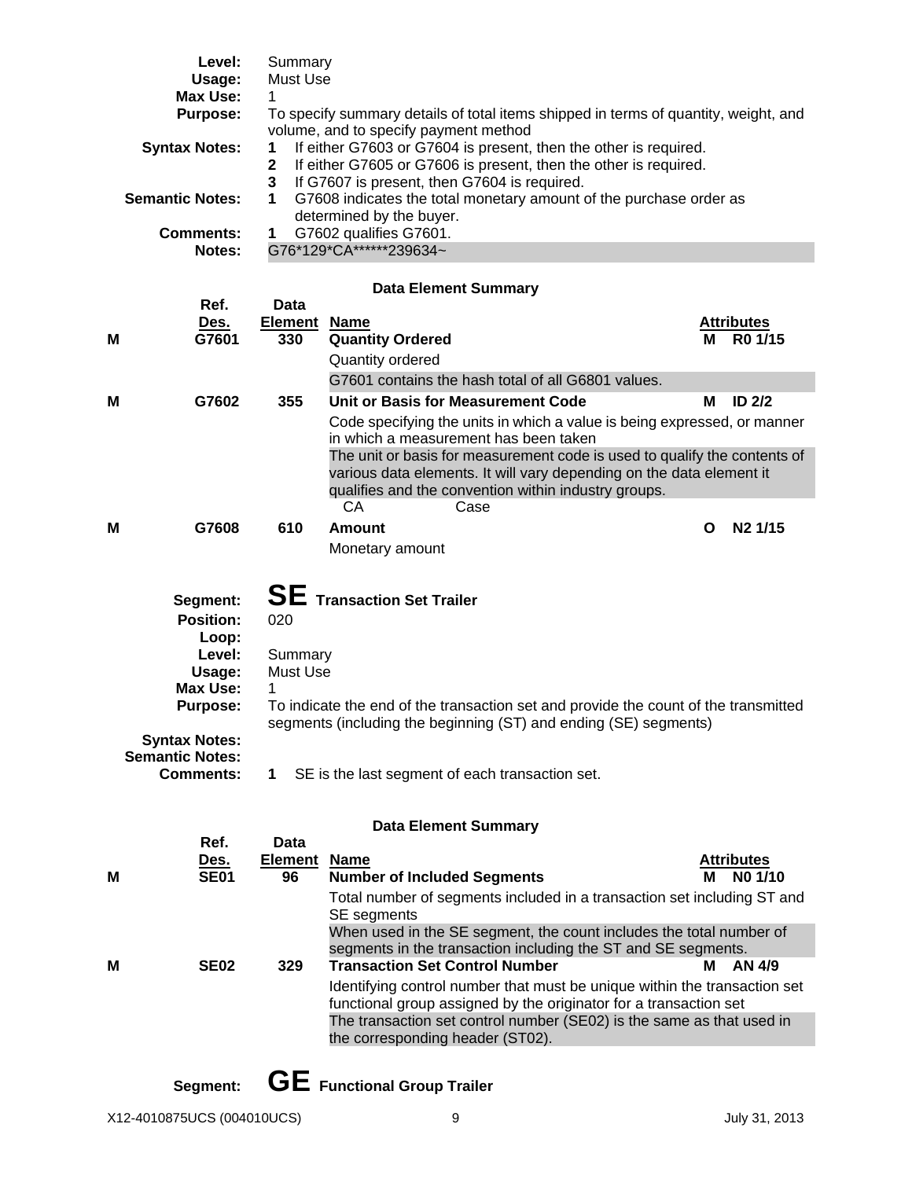| | |
|---|---|
| **Level:** | Summary |
| **Usage:** | Must Use |
| **Max Use:** | 1 |
| **Purpose:** | To specify summary details of total items shipped in terms of quantity, weight, and volume, and to specify payment method |
| **Syntax Notes:** | **1** If either G7603 or G7604 is present, then the other is required.<br>**2** If either G7605 or G7606 is present, then the other is required.<br>**3** If G7607 is present, then G7604 is required. |
| **Semantic Notes:** | **1** G7608 indicates the total monetary amount of the purchase order as determined by the buyer. |
| **Comments:** | **1** G7602 qualifies G7601. |
| **Notes:** | G76*129*CA******239634~ |

**Data Element Summary**

| | Ref. Des. | Data Element | Name | | Attributes |
|---|---|---|---|---|---|
| **M** | **G7601** | **330** | **Quantity Ordered**<br>Quantity ordered<br>G7601 contains the hash total of all G6801 values. | **M** | **R0 1/15** |
| **M** | **G7602** | **355** | **Unit or Basis for Measurement Code**<br>Code specifying the units in which a value is being expressed, or manner in which a measurement has been taken<br>The unit or basis for measurement code is used to qualify the contents of various data elements. It will vary depending on the data element it qualifies and the convention within industry groups.<br>CA Case | **M** | **ID 2/2** |
| **M** | **G7608** | **610** | **Amount**<br>Monetary amount | **O** | **N2 1/15** |

## Segment: SE Transaction Set Trailer

| | |
|---|---|
| **Position:** | 020 |
| **Loop:** | |
| **Level:** | Summary |
| **Usage:** | Must Use |
| **Max Use:** | 1 |
| **Purpose:** | To indicate the end of the transaction set and provide the count of the transmitted segments (including the beginning (ST) and ending (SE) segments) |
| **Syntax Notes:** | |
| **Semantic Notes:** | |
| **Comments:** | **1** SE is the last segment of each transaction set. |

**Data Element Summary**

| | Ref. Des. | Data Element | Name | | Attributes |
|---|---|---|---|---|---|
| **M** | **SE01** | **96** | **Number of Included Segments**<br>Total number of segments included in a transaction set including ST and SE segments<br>When used in the SE segment, the count includes the total number of segments in the transaction including the ST and SE segments. | **M** | **N0 1/10** |
| **M** | **SE02** | **329** | **Transaction Set Control Number**<br>Identifying control number that must be unique within the transaction set functional group assigned by the originator for a transaction set<br>The transaction set control number (SE02) is the same as that used in the corresponding header (ST02). | **M** | **AN 4/9** |

## Segment: GE Functional Group Trailer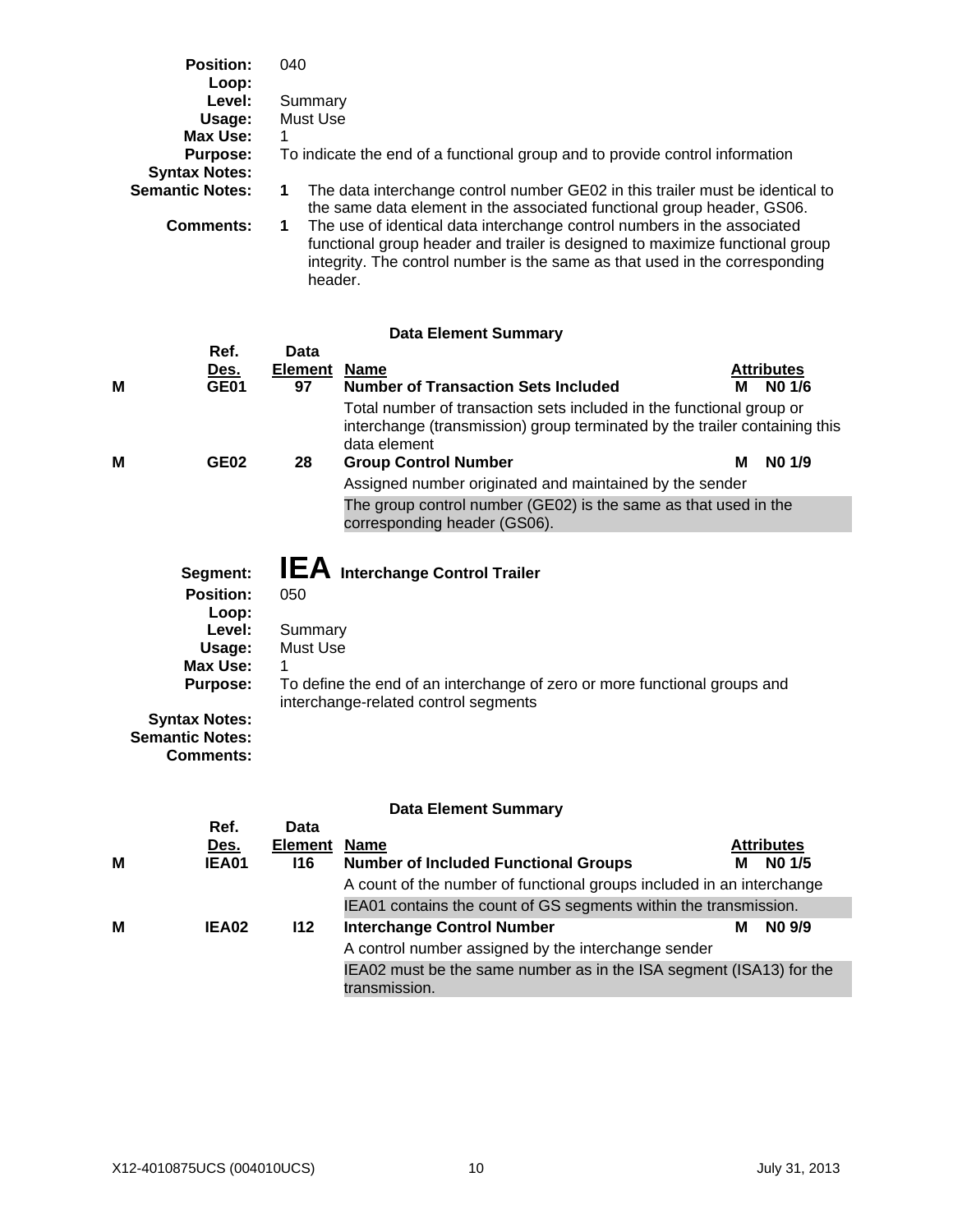**Position:** 040
**Loop:**
**Level:** Summary
**Usage:** Must Use
**Max Use:** 1
**Purpose:** To indicate the end of a functional group and to provide control information
**Syntax Notes:**
**Semantic Notes:**
1. The data interchange control number GE02 in this trailer must be identical to the same data element in the associated functional group header, GS06.

**Comments:**
1. The use of identical data interchange control numbers in the associated functional group header and trailer is designed to maximize functional group integrity. The control number is the same as that used in the corresponding header.

### Data Element Summary

| | Ref. Des. | Data Element | Name | Attributes | |
|---|---|---|---|---|---|
| M | GE01 | 97 | **Number of Transaction Sets Included** | M | N0 1/6 |
| | | | Total number of transaction sets included in the functional group or interchange (transmission) group terminated by the trailer containing this data element | | |
| M | GE02 | 28 | **Group Control Number** | M | N0 1/9 |
| | | | Assigned number originated and maintained by the sender | | |
| | | | The group control number (GE02) is the same as that used in the corresponding header (GS06). | | |

## Segment: IEA Interchange Control Trailer

**Position:** 050
**Loop:**
**Level:** Summary
**Usage:** Must Use
**Max Use:** 1
**Purpose:** To define the end of an interchange of zero or more functional groups and interchange-related control segments
**Syntax Notes:**
**Semantic Notes:**
**Comments:**

### Data Element Summary

| | Ref. Des. | Data Element | Name | Attributes | |
|---|---|---|---|---|---|
| M | IEA01 | I16 | **Number of Included Functional Groups** | M | N0 1/5 |
| | | | A count of the number of functional groups included in an interchange | | |
| | | | IEA01 contains the count of GS segments within the transmission. | | |
| M | IEA02 | I12 | **Interchange Control Number** | M | N0 9/9 |
| | | | A control number assigned by the interchange sender | | |
| | | | IEA02 must be the same number as in the ISA segment (ISA13) for the transmission. | | |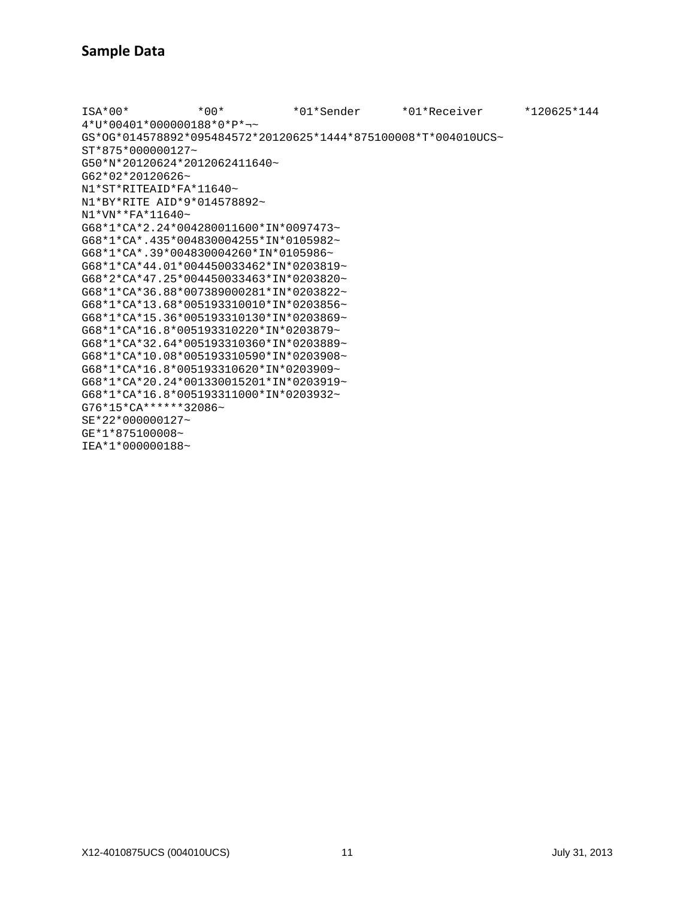## Sample Data

```
ISA*00*          *00*          *01*Sender      *01*Receiver      *120625*144
4*U*00401*000000188*0*P*¬~
GS*OG*014578892*095484572*20120625*1444*875100008*T*004010UCS~
ST*875*000000127~
G50*N*20120624*2012062411640~
G62*02*20120626~
N1*ST*RITEAID*FA*11640~
N1*BY*RITE AID*9*014578892~
N1*VN**FA*11640~
G68*1*CA*2.24*004280011600*IN*0097473~
G68*1*CA*.435*004830004255*IN*0105982~
G68*1*CA*.39*004830004260*IN*0105986~
G68*1*CA*44.01*004450033462*IN*0203819~
G68*2*CA*47.25*004450033463*IN*0203820~
G68*1*CA*36.88*007389000281*IN*0203822~
G68*1*CA*13.68*005193310010*IN*0203856~
G68*1*CA*15.36*005193310130*IN*0203869~
G68*1*CA*16.8*005193310220*IN*0203879~
G68*1*CA*32.64*005193310360*IN*0203889~
G68*1*CA*10.08*005193310590*IN*0203908~
G68*1*CA*16.8*005193310620*IN*0203909~
G68*1*CA*20.24*001330015201*IN*0203919~
G68*1*CA*16.8*005193311000*IN*0203932~
G76*15*CA******32086~
SE*22*000000127~
GE*1*875100008~
IEA*1*000000188~
```